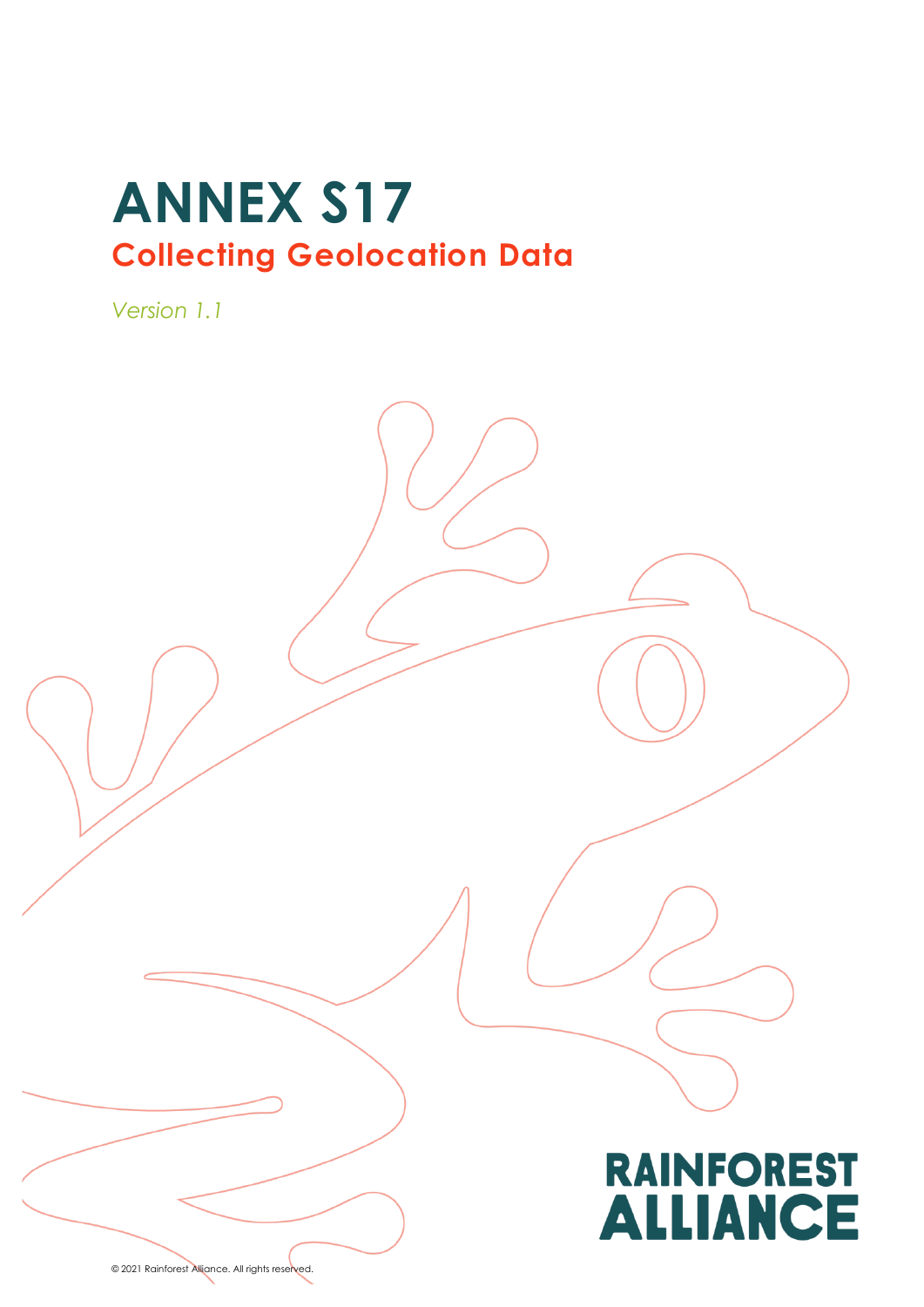# ANNEX S17

## Collecting Geolocation Data

*Version 1.1*

RAINFOREST ALLIANCE

© 2021 Rainforest Alliance. All rights reserved.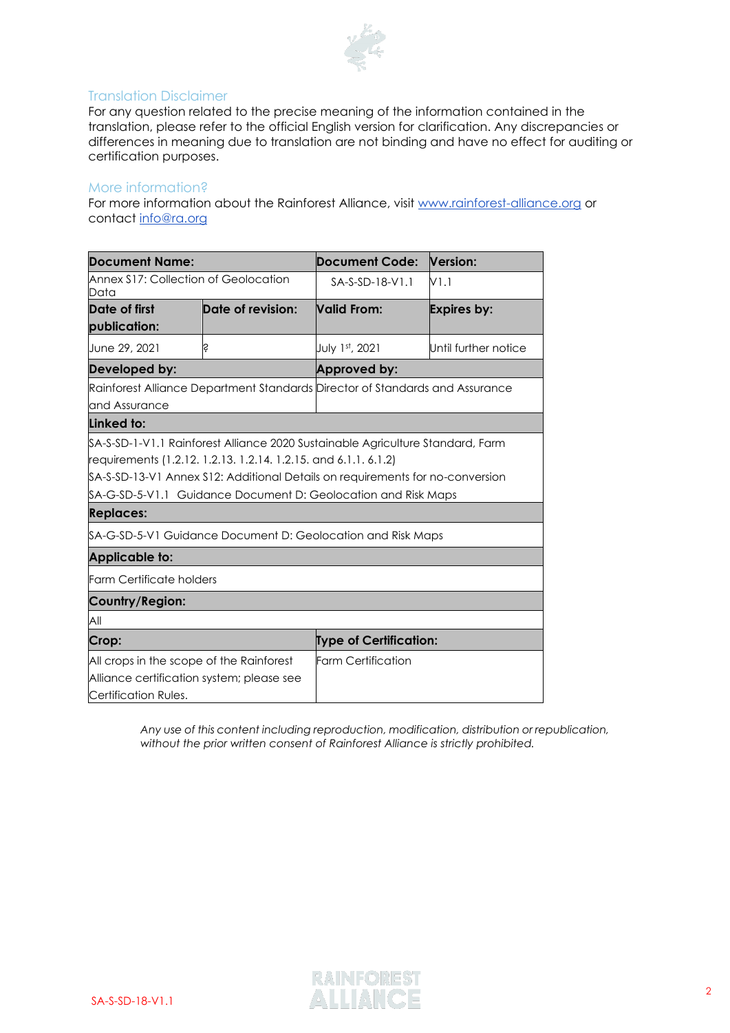## Translation Disclaimer

For any question related to the precise meaning of the information contained in the translation, please refer to the official English version for clarification. Any discrepancies or differences in meaning due to translation are not binding and have no effect for auditing or certification purposes.

## More information?

For more information about the Rainforest Alliance, visit www.rainforest-alliance.org or contact info@ra.org

| **Document Name:** | | **Document Code:** | **Version:** |
|---|---|---|---|
| Annex S17: Collection of Geolocation Data | | SA-S-SD-18-V1.1 | V1.1 |
| **Date of first publication:** | **Date of revision:** | **Valid From:** | **Expires by:** |
| June 29, 2021 | ? | July 1st, 2021 | Until further notice |
| **Developed by:** | | **Approved by:** | |
| Rainforest Alliance Department Standards and Assurance | | Director of Standards and Assurance | |
| **Linked to:** | | | |
| SA-S-SD-1-V1.1 Rainforest Alliance 2020 Sustainable Agriculture Standard, Farm requirements (1.2.12. 1.2.13. 1.2.14. 1.2.15. and 6.1.1. 6.1.2)<br>SA-S-SD-13-V1 Annex S12: Additional Details on requirements for no-conversion<br>SA-G-SD-5-V1.1 Guidance Document D: Geolocation and Risk Maps | | | |
| **Replaces:** | | | |
| SA-G-SD-5-V1 Guidance Document D: Geolocation and Risk Maps | | | |
| **Applicable to:** | | | |
| Farm Certificate holders | | | |
| **Country/Region:** | | | |
| All | | | |
| **Crop:** | | **Type of Certification:** | |
| All crops in the scope of the Rainforest Alliance certification system; please see Certification Rules. | | Farm Certification | |

*Any use of this content including reproduction, modification, distribution or republication, without the prior written consent of Rainforest Alliance is strictly prohibited.*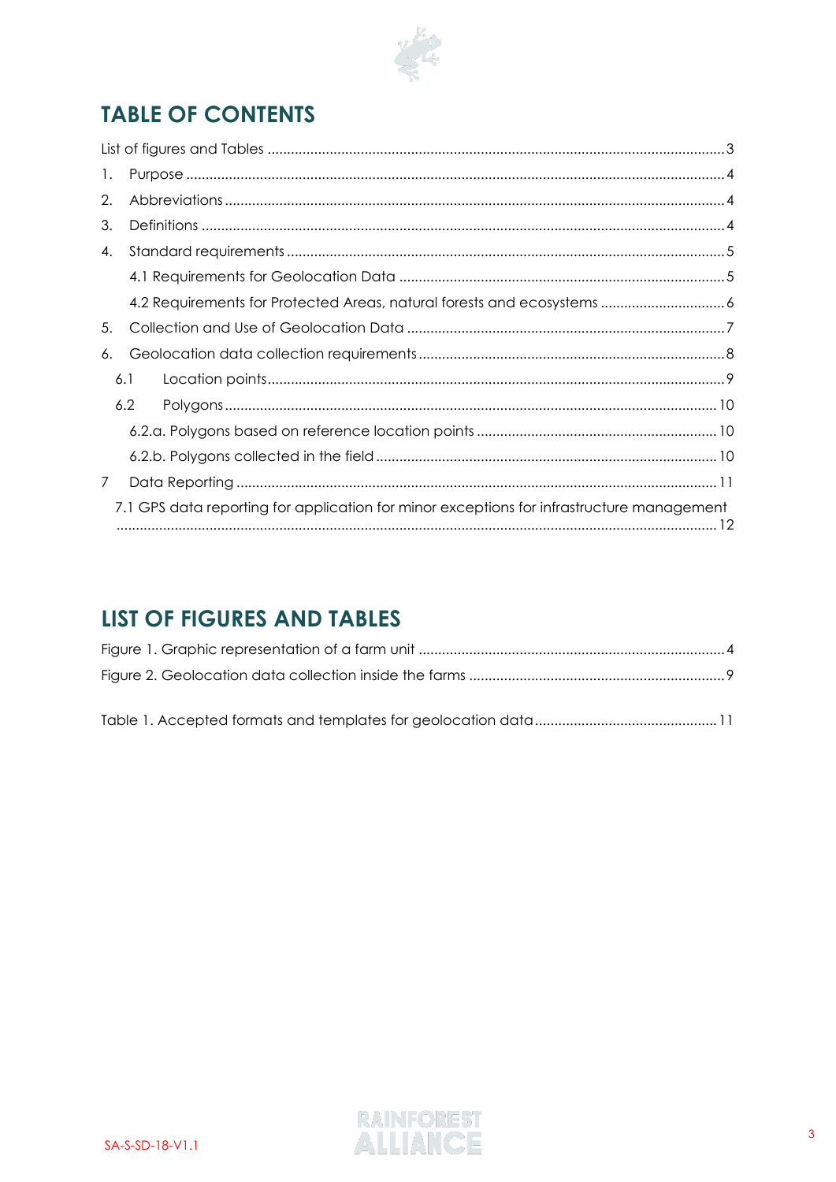# TABLE OF CONTENTS

List of figures and Tables ..... 3

1. Purpose ..... 4
2. Abbreviations ..... 4
3. Definitions ..... 4
4. Standard requirements ..... 5
   - 4.1 Requirements for Geolocation Data ..... 5
   - 4.2 Requirements for Protected Areas, natural forests and ecosystems ..... 6
5. Collection and Use of Geolocation Data ..... 7
6. Geolocation data collection requirements ..... 8
   - 6.1 Location points ..... 9
   - 6.2 Polygons ..... 10
     - 6.2.a. Polygons based on reference location points ..... 10
     - 6.2.b. Polygons collected in the field ..... 10
7. Data Reporting ..... 11
   - 7.1 GPS data reporting for application for minor exceptions for infrastructure management ..... 12

# LIST OF FIGURES AND TABLES

Figure 1. Graphic representation of a farm unit ..... 4

Figure 2. Geolocation data collection inside the farms ..... 9

Table 1. Accepted formats and templates for geolocation data ..... 11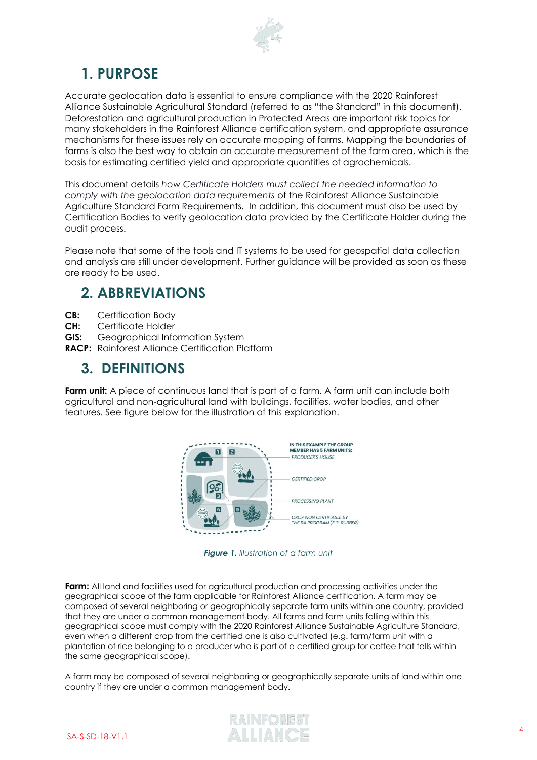# 1. PURPOSE

Accurate geolocation data is essential to ensure compliance with the 2020 Rainforest Alliance Sustainable Agricultural Standard (referred to as "the Standard" in this document). Deforestation and agricultural production in Protected Areas are important risk topics for many stakeholders in the Rainforest Alliance certification system, and appropriate assurance mechanisms for these issues rely on accurate mapping of farms. Mapping the boundaries of farms is also the best way to obtain an accurate measurement of the farm area, which is the basis for estimating certified yield and appropriate quantities of agrochemicals.

This document details *how Certificate Holders must collect the needed information to comply with the geolocation data requirements* of the Rainforest Alliance Sustainable Agriculture Standard Farm Requirements. In addition, this document must also be used by Certification Bodies to verify geolocation data provided by the Certificate Holder during the audit process.

Please note that some of the tools and IT systems to be used for geospatial data collection and analysis are still under development. Further guidance will be provided as soon as these are ready to be used.

# 2. ABBREVIATIONS

**CB:** Certification Body
**CH:** Certificate Holder
**GIS:** Geographical Information System
**RACP:** Rainforest Alliance Certification Platform

# 3. DEFINITIONS

**Farm unit:** A piece of continuous land that is part of a farm. A farm unit can include both agricultural and non-agricultural land with buildings, facilities, water bodies, and other features. See figure below for the illustration of this explanation.

IN THIS EXAMPLE THE GROUP MEMBER HAS 5 FARM UNITS:
PRODUCER'S HOUSE
CERTIFIED CROP
PROCESSING PLANT
CROP NON CERTIFIABLE BY THE RA PROGRAM (E.G. RUBBER)

***Figure 1.*** *Illustration of a farm unit*

**Farm:** All land and facilities used for agricultural production and processing activities under the geographical scope of the farm applicable for Rainforest Alliance certification. A farm may be composed of several neighboring or geographically separate farm units within one country, provided that they are under a common management body. All farms and farm units falling within this geographical scope must comply with the 2020 Rainforest Alliance Sustainable Agriculture Standard, even when a different crop from the certified one is also cultivated (e.g. farm/farm unit with a plantation of rice belonging to a producer who is part of a certified group for coffee that falls within the same geographical scope).

A farm may be composed of several neighboring or geographically separate units of land within one country if they are under a common management body.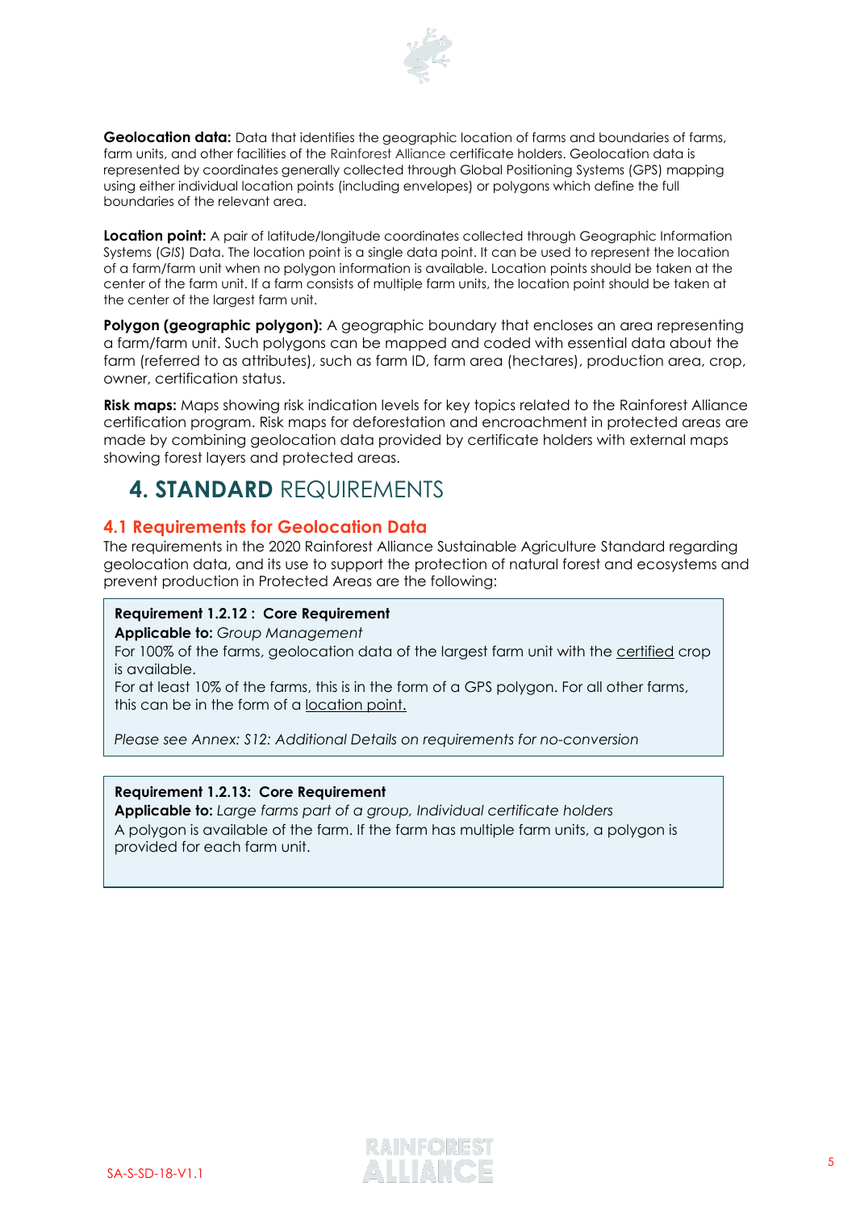**Geolocation data:** Data that identifies the geographic location of farms and boundaries of farms, farm units, and other facilities of the Rainforest Alliance certificate holders. Geolocation data is represented by coordinates generally collected through Global Positioning Systems (GPS) mapping using either individual location points (including envelopes) or polygons which define the full boundaries of the relevant area.

**Location point:** A pair of latitude/longitude coordinates collected through Geographic Information Systems (*GIS*) Data. The location point is a single data point. It can be used to represent the location of a farm/farm unit when no polygon information is available. Location points should be taken at the center of the farm unit. If a farm consists of multiple farm units, the location point should be taken at the center of the largest farm unit.

**Polygon (geographic polygon):** A geographic boundary that encloses an area representing a farm/farm unit. Such polygons can be mapped and coded with essential data about the farm (referred to as attributes), such as farm ID, farm area (hectares), production area, crop, owner, certification status.

**Risk maps:** Maps showing risk indication levels for key topics related to the Rainforest Alliance certification program. Risk maps for deforestation and encroachment in protected areas are made by combining geolocation data provided by certificate holders with external maps showing forest layers and protected areas.

# 4. STANDARD REQUIREMENTS

## 4.1 Requirements for Geolocation Data

The requirements in the 2020 Rainforest Alliance Sustainable Agriculture Standard regarding geolocation data, and its use to support the protection of natural forest and ecosystems and prevent production in Protected Areas are the following:

**Requirement 1.2.12 : Core Requirement**
**Applicable to:** *Group Management*
For 100% of the farms, geolocation data of the largest farm unit with the certified crop is available.
For at least 10% of the farms, this is in the form of a GPS polygon. For all other farms, this can be in the form of a location point.

*Please see Annex: S12: Additional Details on requirements for no-conversion*

**Requirement 1.2.13: Core Requirement**
**Applicable to:** *Large farms part of a group, Individual certificate holders*
A polygon is available of the farm. If the farm has multiple farm units, a polygon is provided for each farm unit.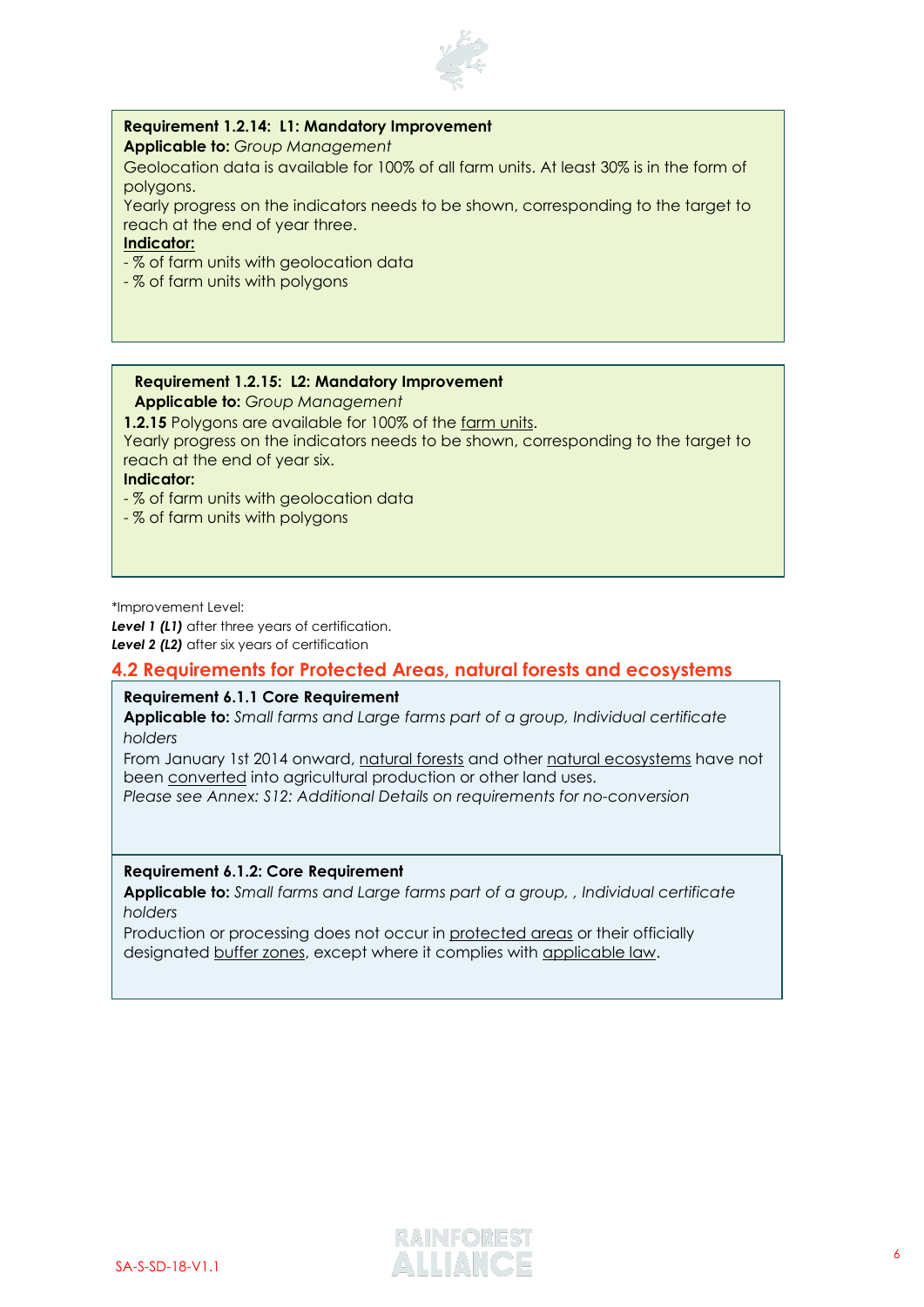**Requirement 1.2.14: L1: Mandatory Improvement**
**Applicable to:** *Group Management*
Geolocation data is available for 100% of all farm units. At least 30% is in the form of polygons.
Yearly progress on the indicators needs to be shown, corresponding to the target to reach at the end of year three.
**Indicator:**
- % of farm units with geolocation data
- % of farm units with polygons

**Requirement 1.2.15: L2: Mandatory Improvement**
**Applicable to:** *Group Management*
**1.2.15** Polygons are available for 100% of the farm units.
Yearly progress on the indicators needs to be shown, corresponding to the target to reach at the end of year six.
**Indicator:**
- % of farm units with geolocation data
- % of farm units with polygons

*Improvement Level:
***Level 1 (L1)*** after three years of certification.
***Level 2 (L2)*** after six years of certification

## 4.2 Requirements for Protected Areas, natural forests and ecosystems

**Requirement 6.1.1 Core Requirement**
**Applicable to:** *Small farms and Large farms part of a group, Individual certificate holders*
From January 1st 2014 onward, natural forests and other natural ecosystems have not been converted into agricultural production or other land uses.
*Please see Annex: S12: Additional Details on requirements for no-conversion*

**Requirement 6.1.2: Core Requirement**
**Applicable to:** *Small farms and Large farms part of a group, , Individual certificate holders*
Production or processing does not occur in protected areas or their officially designated buffer zones, except where it complies with applicable law.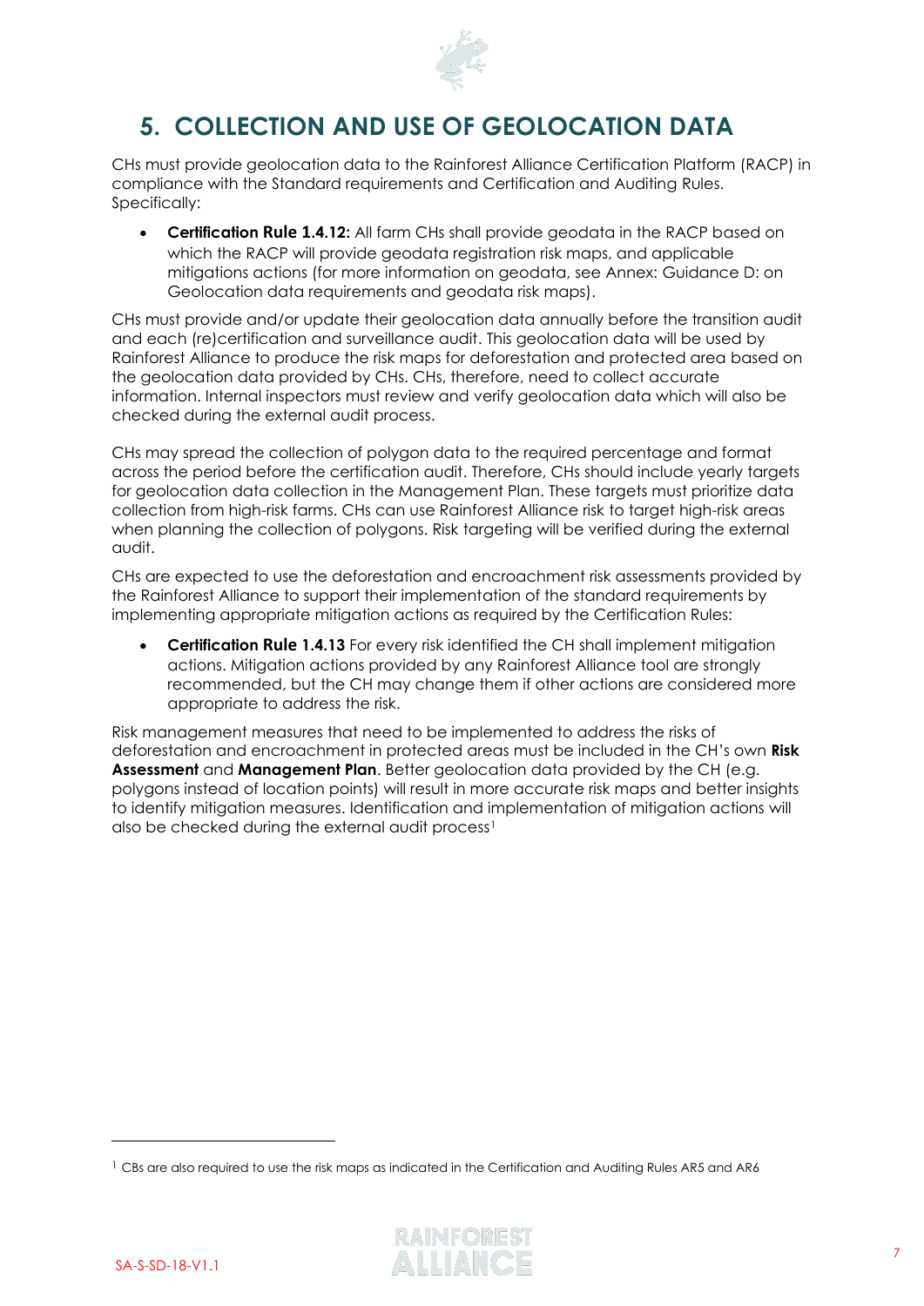# 5. COLLECTION AND USE OF GEOLOCATION DATA

CHs must provide geolocation data to the Rainforest Alliance Certification Platform (RACP) in compliance with the Standard requirements and Certification and Auditing Rules. Specifically:

- **Certification Rule 1.4.12:** All farm CHs shall provide geodata in the RACP based on which the RACP will provide geodata registration risk maps, and applicable mitigations actions (for more information on geodata, see Annex: Guidance D: on Geolocation data requirements and geodata risk maps).

CHs must provide and/or update their geolocation data annually before the transition audit and each (re)certification and surveillance audit. This geolocation data will be used by Rainforest Alliance to produce the risk maps for deforestation and protected area based on the geolocation data provided by CHs. CHs, therefore, need to collect accurate information. Internal inspectors must review and verify geolocation data which will also be checked during the external audit process.

CHs may spread the collection of polygon data to the required percentage and format across the period before the certification audit. Therefore, CHs should include yearly targets for geolocation data collection in the Management Plan. These targets must prioritize data collection from high-risk farms. CHs can use Rainforest Alliance risk to target high-risk areas when planning the collection of polygons. Risk targeting will be verified during the external audit.

CHs are expected to use the deforestation and encroachment risk assessments provided by the Rainforest Alliance to support their implementation of the standard requirements by implementing appropriate mitigation actions as required by the Certification Rules:

- **Certification Rule 1.4.13** For every risk identified the CH shall implement mitigation actions. Mitigation actions provided by any Rainforest Alliance tool are strongly recommended, but the CH may change them if other actions are considered more appropriate to address the risk.

Risk management measures that need to be implemented to address the risks of deforestation and encroachment in protected areas must be included in the CH's own **Risk Assessment** and **Management Plan**. Better geolocation data provided by the CH (e.g. polygons instead of location points) will result in more accurate risk maps and better insights to identify mitigation measures. Identification and implementation of mitigation actions will also be checked during the external audit process[1]

[1] CBs are also required to use the risk maps as indicated in the Certification and Auditing Rules AR5 and AR6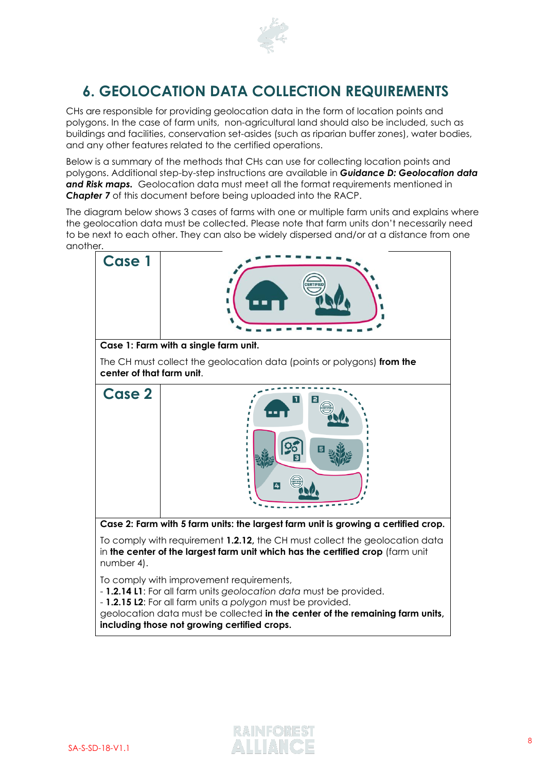# 6. GEOLOCATION DATA COLLECTION REQUIREMENTS

CHs are responsible for providing geolocation data in the form of location points and polygons. In the case of farm units, non-agricultural land should also be included, such as buildings and facilities, conservation set-asides (such as riparian buffer zones), water bodies, and any other features related to the certified operations.

Below is a summary of the methods that CHs can use for collecting location points and polygons. Additional step-by-step instructions are available in ***Guidance D: Geolocation data and Risk maps.*** Geolocation data must meet all the format requirements mentioned in ***Chapter 7*** of this document before being uploaded into the RACP.

The diagram below shows 3 cases of farms with one or multiple farm units and explains where the geolocation data must be collected. Please note that farm units don't necessarily need to be next to each other. They can also be widely dispersed and/or at a distance from one another.

## Case 1

**Case 1: Farm with a single farm unit.**

The CH must collect the geolocation data (points or polygons) **from the center of that farm unit**.

## Case 2

**Case 2: Farm with 5 farm units: the largest farm unit is growing a certified crop.**

To comply with requirement **1.2.12,** the CH must collect the geolocation data in **the center of the largest farm unit which has the certified crop** (farm unit number 4).

To comply with improvement requirements,
- **1.2.14 L1**: For all farm units *geolocation data* must be provided.
- **1.2.15 L2**: For all farm units a *polygon* must be provided.

geolocation data must be collected **in the center of the remaining farm units, including those not growing certified crops.**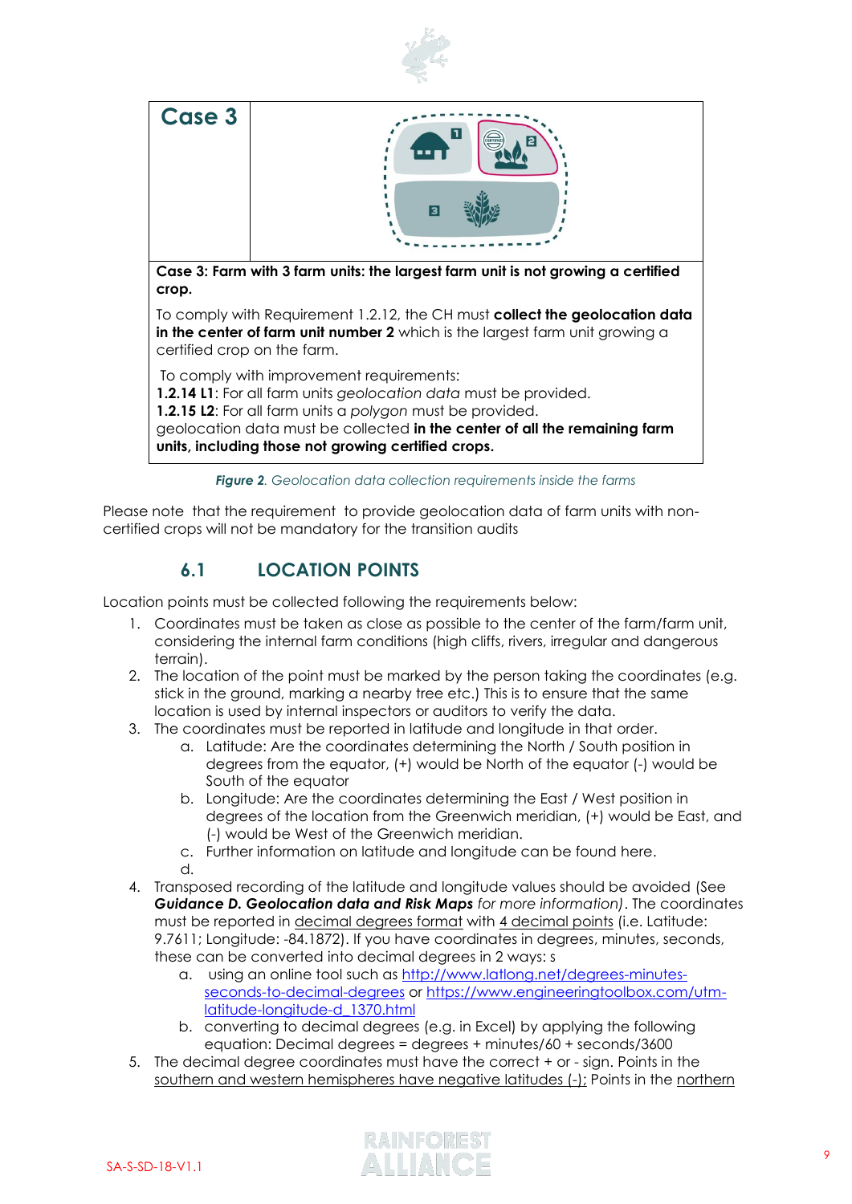| Case 3 | |
|---|---|
| **Case 3: Farm with 3 farm units: the largest farm unit is not growing a certified crop.**<br><br>To comply with Requirement 1.2.12, the CH must **collect the geolocation data in the center of farm unit number 2** which is the largest farm unit growing a certified crop on the farm.<br><br>To comply with improvement requirements:<br>**1.2.14 L1**: For all farm units *geolocation data* must be provided.<br>**1.2.15 L2**: For all farm units a *polygon* must be provided.<br>geolocation data must be collected **in the center of all the remaining farm units, including those not growing certified crops.** | |

***Figure 2****. Geolocation data collection requirements inside the farms*

Please note that the requirement to provide geolocation data of farm units with non-certified crops will not be mandatory for the transition audits

## 6.1 LOCATION POINTS

Location points must be collected following the requirements below:

1. Coordinates must be taken as close as possible to the center of the farm/farm unit, considering the internal farm conditions (high cliffs, rivers, irregular and dangerous terrain).
2. The location of the point must be marked by the person taking the coordinates (e.g. stick in the ground, marking a nearby tree etc.) This is to ensure that the same location is used by internal inspectors or auditors to verify the data.
3. The coordinates must be reported in latitude and longitude in that order.
   a. Latitude: Are the coordinates determining the North / South position in degrees from the equator, (+) would be North of the equator (-) would be South of the equator
   b. Longitude: Are the coordinates determining the East / West position in degrees of the location from the Greenwich meridian, (+) would be East, and (-) would be West of the Greenwich meridian.
   c. Further information on latitude and longitude can be found here.
   d.
4. Transposed recording of the latitude and longitude values should be avoided (See ***Guidance D. Geolocation data and Risk Maps*** *for more information)*. The coordinates must be reported in decimal degrees format with 4 decimal points (i.e. Latitude: 9.7611; Longitude: -84.1872). If you have coordinates in degrees, minutes, seconds, these can be converted into decimal degrees in 2 ways: s
   a. using an online tool such as http://www.latlong.net/degrees-minutes-seconds-to-decimal-degrees or https://www.engineeringtoolbox.com/utm-latitude-longitude-d_1370.html
   b. converting to decimal degrees (e.g. in Excel) by applying the following equation: Decimal degrees = degrees + minutes/60 + seconds/3600
5. The decimal degree coordinates must have the correct + or - sign. Points in the southern and western hemispheres have negative latitudes (-); Points in the northern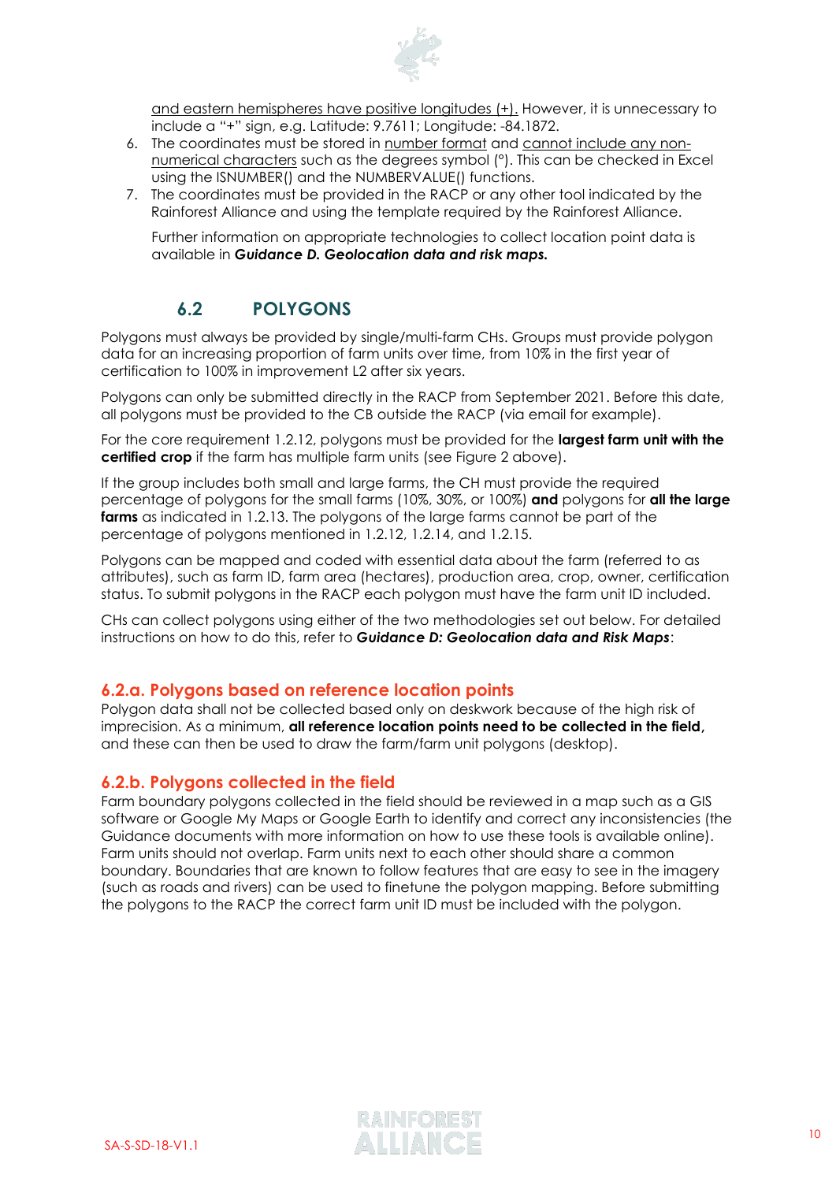and eastern hemispheres have positive longitudes (+). However, it is unnecessary to include a "+" sign, e.g. Latitude: 9.7611; Longitude: -84.1872.

6. The coordinates must be stored in number format and cannot include any non-numerical characters such as the degrees symbol (°). This can be checked in Excel using the ISNUMBER() and the NUMBERVALUE() functions.
7. The coordinates must be provided in the RACP or any other tool indicated by the Rainforest Alliance and using the template required by the Rainforest Alliance.

   Further information on appropriate technologies to collect location point data is available in ***Guidance D. Geolocation data and risk maps.***

## 6.2 POLYGONS

Polygons must always be provided by single/multi-farm CHs. Groups must provide polygon data for an increasing proportion of farm units over time, from 10% in the first year of certification to 100% in improvement L2 after six years.

Polygons can only be submitted directly in the RACP from September 2021. Before this date, all polygons must be provided to the CB outside the RACP (via email for example).

For the core requirement 1.2.12, polygons must be provided for the **largest farm unit with the certified crop** if the farm has multiple farm units (see Figure 2 above).

If the group includes both small and large farms, the CH must provide the required percentage of polygons for the small farms (10%, 30%, or 100%) **and** polygons for **all the large farms** as indicated in 1.2.13. The polygons of the large farms cannot be part of the percentage of polygons mentioned in 1.2.12, 1.2.14, and 1.2.15.

Polygons can be mapped and coded with essential data about the farm (referred to as attributes), such as farm ID, farm area (hectares), production area, crop, owner, certification status. To submit polygons in the RACP each polygon must have the farm unit ID included.

CHs can collect polygons using either of the two methodologies set out below. For detailed instructions on how to do this, refer to ***Guidance D: Geolocation data and Risk Maps***:

### 6.2.a. Polygons based on reference location points

Polygon data shall not be collected based only on deskwork because of the high risk of imprecision. As a minimum, **all reference location points need to be collected in the field,** and these can then be used to draw the farm/farm unit polygons (desktop).

### 6.2.b. Polygons collected in the field

Farm boundary polygons collected in the field should be reviewed in a map such as a GIS software or Google My Maps or Google Earth to identify and correct any inconsistencies (the Guidance documents with more information on how to use these tools is available online). Farm units should not overlap. Farm units next to each other should share a common boundary. Boundaries that are known to follow features that are easy to see in the imagery (such as roads and rivers) can be used to finetune the polygon mapping. Before submitting the polygons to the RACP the correct farm unit ID must be included with the polygon.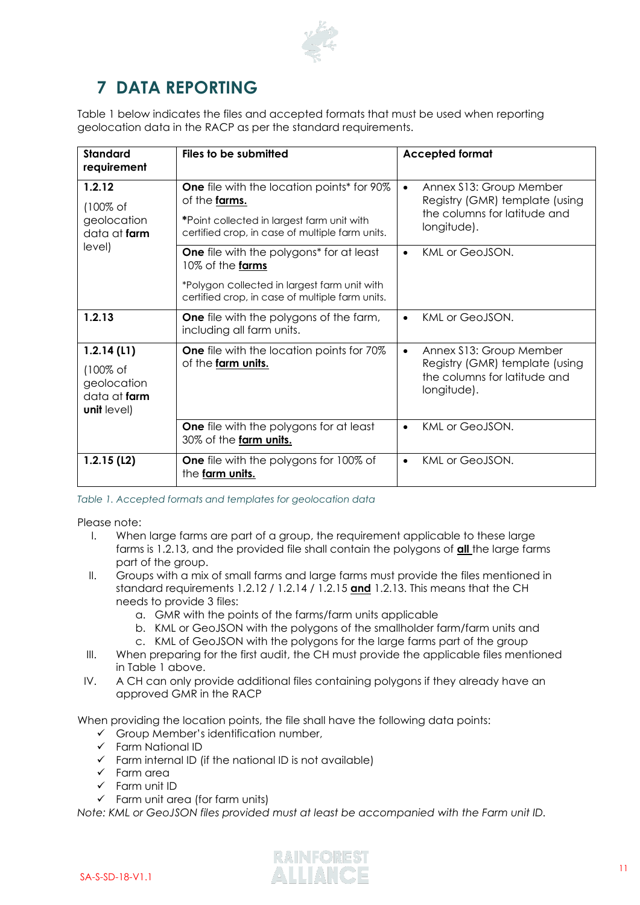# 7 DATA REPORTING

Table 1 below indicates the files and accepted formats that must be used when reporting geolocation data in the RACP as per the standard requirements.

| Standard requirement | Files to be submitted | Accepted format |
|---|---|---|
| **1.2.12** (100% of geolocation data at **farm** level) | **One** file with the location points* for 90% of the **farms.** *Point collected in largest farm unit with certified crop, in case of multiple farm units. | • Annex S13: Group Member Registry (GMR) template (using the columns for latitude and longitude). |
| | **One** file with the polygons* for at least 10% of the **farms** *Polygon collected in largest farm unit with certified crop, in case of multiple farm units. | • KML or GeoJSON. |
| **1.2.13** | **One** file with the polygons of the farm, including all farm units. | • KML or GeoJSON. |
| **1.2.14 (L1)** (100% of geolocation data at **farm unit** level) | **One** file with the location points for 70% of the **farm units.** | • Annex S13: Group Member Registry (GMR) template (using the columns for latitude and longitude). |
| | **One** file with the polygons for at least 30% of the **farm units.** | • KML or GeoJSON. |
| **1.2.15 (L2)** | **One** file with the polygons for 100% of the **farm units.** | • KML or GeoJSON. |

*Table 1. Accepted formats and templates for geolocation data*

Please note:

I. When large farms are part of a group, the requirement applicable to these large farms is 1.2.13, and the provided file shall contain the polygons of **all** the large farms part of the group.

II. Groups with a mix of small farms and large farms must provide the files mentioned in standard requirements 1.2.12 / 1.2.14 / 1.2.15 **and** 1.2.13. This means that the CH needs to provide 3 files:
   a. GMR with the points of the farms/farm units applicable
   b. KML or GeoJSON with the polygons of the smallholder farm/farm units and
   c. KML of GeoJSON with the polygons for the large farms part of the group

III. When preparing for the first audit, the CH must provide the applicable files mentioned in Table 1 above.

IV. A CH can only provide additional files containing polygons if they already have an approved GMR in the RACP

When providing the location points, the file shall have the following data points:

- ✓ Group Member's identification number,
- ✓ Farm National ID
- ✓ Farm internal ID (if the national ID is not available)
- ✓ Farm area
- ✓ Farm unit ID
- ✓ Farm unit area (for farm units)

*Note: KML or GeoJSON files provided must at least be accompanied with the Farm unit ID.*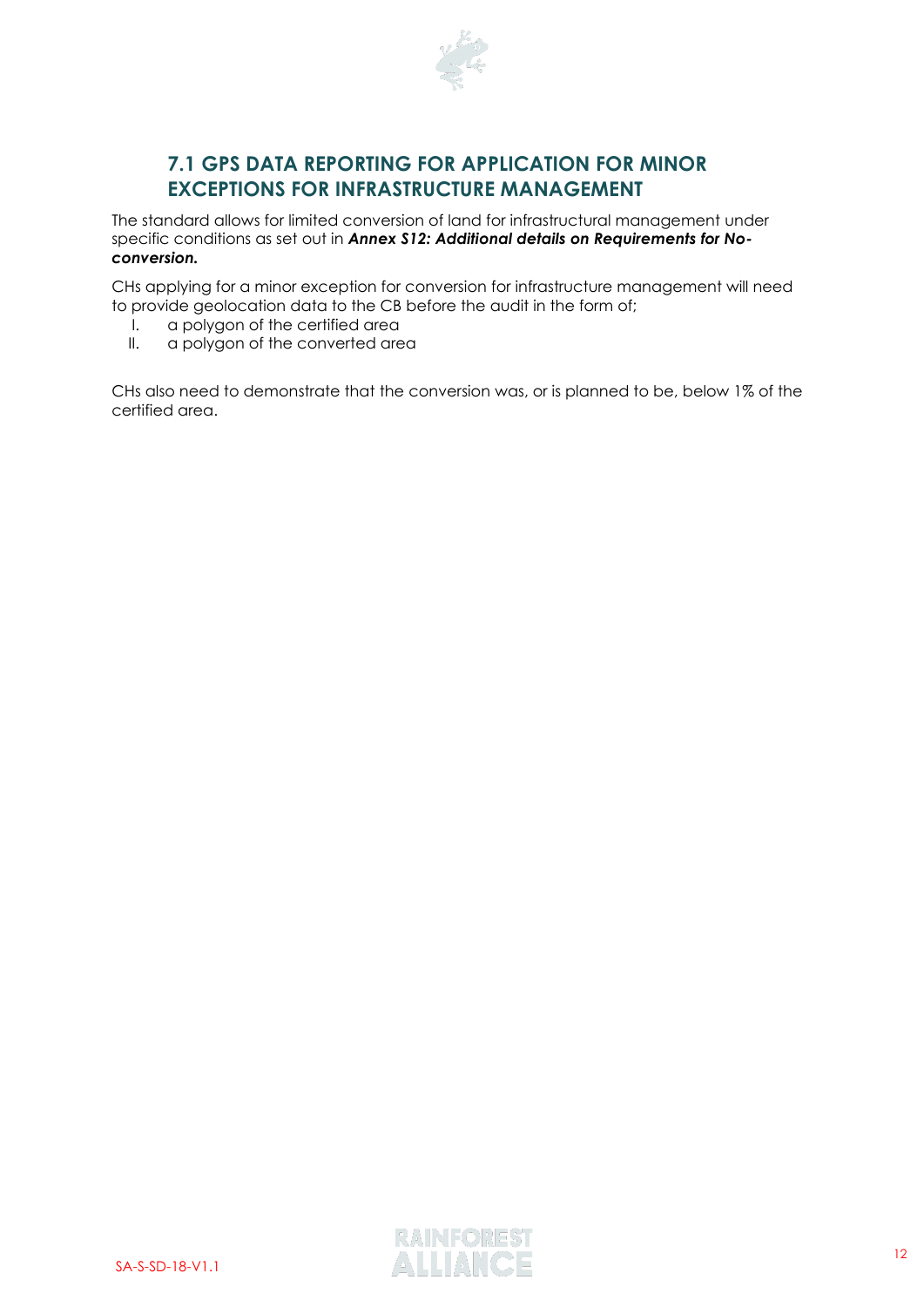## 7.1 GPS DATA REPORTING FOR APPLICATION FOR MINOR EXCEPTIONS FOR INFRASTRUCTURE MANAGEMENT

The standard allows for limited conversion of land for infrastructural management under specific conditions as set out in ***Annex S12: Additional details on Requirements for No-conversion.***

CHs applying for a minor exception for conversion for infrastructure management will need to provide geolocation data to the CB before the audit in the form of;

I. a polygon of the certified area
II. a polygon of the converted area

CHs also need to demonstrate that the conversion was, or is planned to be, below 1% of the certified area.